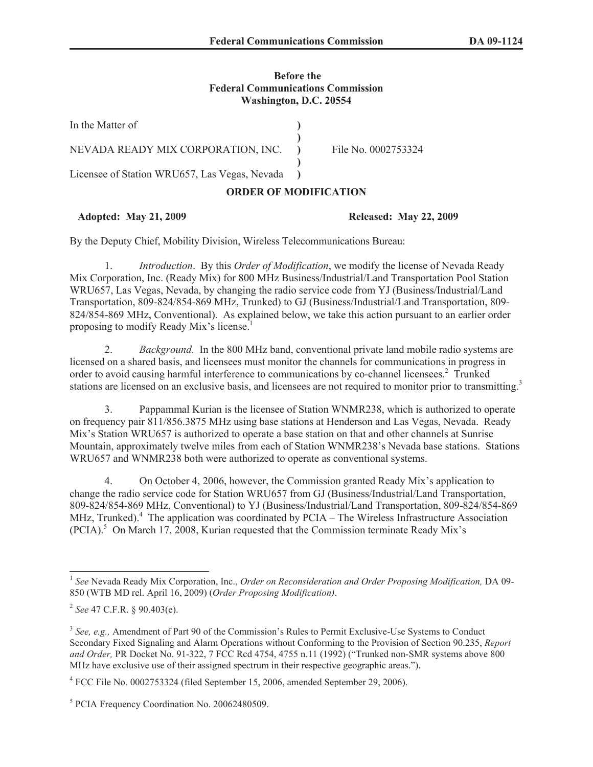**Before the**
**Federal Communications Commission**
**Washington, D.C. 20554**

| | | |
|---|---|---|
| In the Matter of | ) | |
| | ) | |
| NEVADA READY MIX CORPORATION, INC. | ) | File No. 0002753324 |
| | ) | |
| Licensee of Station WRU657, Las Vegas, Nevada | ) | |

**ORDER OF MODIFICATION**

**Adopted: May 21, 2009** **Released: May 22, 2009**

By the Deputy Chief, Mobility Division, Wireless Telecommunications Bureau:

1. *Introduction*. By this *Order of Modification*, we modify the license of Nevada Ready Mix Corporation, Inc. (Ready Mix) for 800 MHz Business/Industrial/Land Transportation Pool Station WRU657, Las Vegas, Nevada, by changing the radio service code from YJ (Business/Industrial/Land Transportation, 809-824/854-869 MHz, Trunked) to GJ (Business/Industrial/Land Transportation, 809-824/854-869 MHz, Conventional). As explained below, we take this action pursuant to an earlier order proposing to modify Ready Mix's license.[1]

2. *Background.* In the 800 MHz band, conventional private land mobile radio systems are licensed on a shared basis, and licensees must monitor the channels for communications in progress in order to avoid causing harmful interference to communications by co-channel licensees.[2] Trunked stations are licensed on an exclusive basis, and licensees are not required to monitor prior to transmitting.[3]

3. Pappammal Kurian is the licensee of Station WNMR238, which is authorized to operate on frequency pair 811/856.3875 MHz using base stations at Henderson and Las Vegas, Nevada. Ready Mix's Station WRU657 is authorized to operate a base station on that and other channels at Sunrise Mountain, approximately twelve miles from each of Station WNMR238's Nevada base stations. Stations WRU657 and WNMR238 both were authorized to operate as conventional systems.

4. On October 4, 2006, however, the Commission granted Ready Mix's application to change the radio service code for Station WRU657 from GJ (Business/Industrial/Land Transportation, 809-824/854-869 MHz, Conventional) to YJ (Business/Industrial/Land Transportation, 809-824/854-869 MHz, Trunked).[4] The application was coordinated by PCIA – The Wireless Infrastructure Association (PCIA).[5] On March 17, 2008, Kurian requested that the Commission terminate Ready Mix's

---

[1] *See* Nevada Ready Mix Corporation, Inc., *Order on Reconsideration and Order Proposing Modification,* DA 09-850 (WTB MD rel. April 16, 2009) (*Order Proposing Modification)*.

[2] *See* 47 C.F.R. § 90.403(e).

[3] *See, e.g.,* Amendment of Part 90 of the Commission's Rules to Permit Exclusive-Use Systems to Conduct Secondary Fixed Signaling and Alarm Operations without Conforming to the Provision of Section 90.235, *Report and Order,* PR Docket No. 91-322, 7 FCC Rcd 4754, 4755 n.11 (1992) ("Trunked non-SMR systems above 800 MHz have exclusive use of their assigned spectrum in their respective geographic areas.").

[4] FCC File No. 0002753324 (filed September 15, 2006, amended September 29, 2006).

[5] PCIA Frequency Coordination No. 20062480509.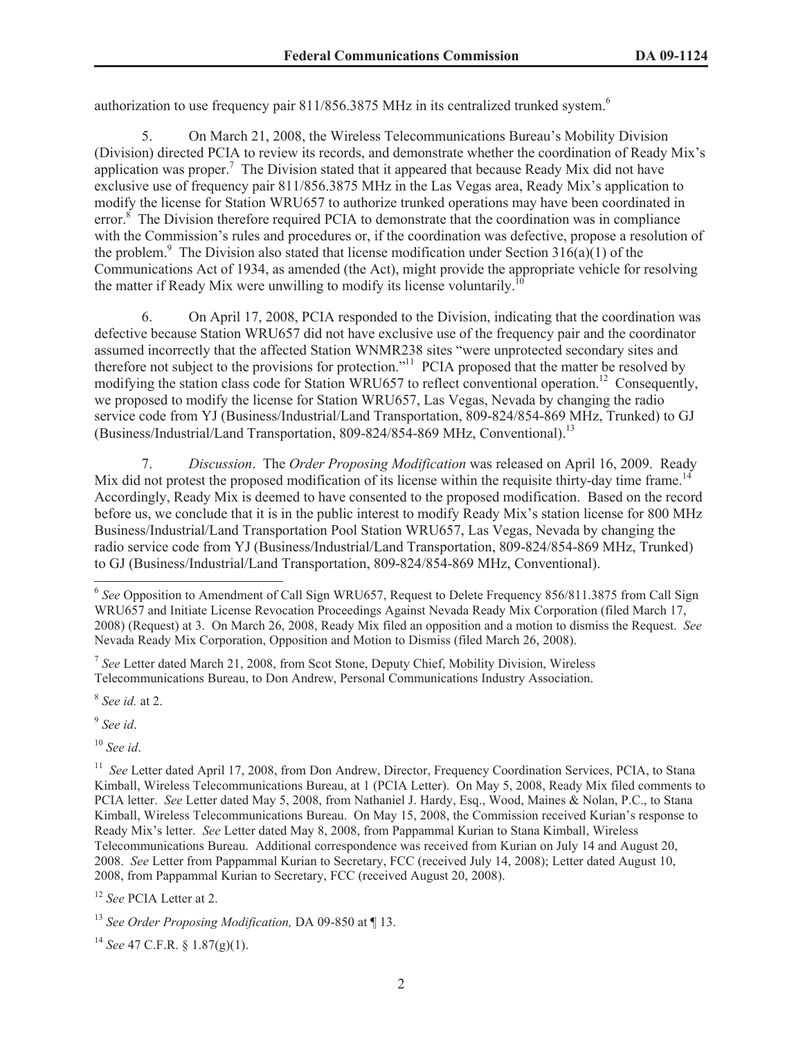authorization to use frequency pair 811/856.3875 MHz in its centralized trunked system.[6]

5. On March 21, 2008, the Wireless Telecommunications Bureau's Mobility Division (Division) directed PCIA to review its records, and demonstrate whether the coordination of Ready Mix's application was proper.[7] The Division stated that it appeared that because Ready Mix did not have exclusive use of frequency pair 811/856.3875 MHz in the Las Vegas area, Ready Mix's application to modify the license for Station WRU657 to authorize trunked operations may have been coordinated in error.[8] The Division therefore required PCIA to demonstrate that the coordination was in compliance with the Commission's rules and procedures or, if the coordination was defective, propose a resolution of the problem.[9] The Division also stated that license modification under Section 316(a)(1) of the Communications Act of 1934, as amended (the Act), might provide the appropriate vehicle for resolving the matter if Ready Mix were unwilling to modify its license voluntarily.[10]

6. On April 17, 2008, PCIA responded to the Division, indicating that the coordination was defective because Station WRU657 did not have exclusive use of the frequency pair and the coordinator assumed incorrectly that the affected Station WNMR238 sites "were unprotected secondary sites and therefore not subject to the provisions for protection."[11] PCIA proposed that the matter be resolved by modifying the station class code for Station WRU657 to reflect conventional operation.[12] Consequently, we proposed to modify the license for Station WRU657, Las Vegas, Nevada by changing the radio service code from YJ (Business/Industrial/Land Transportation, 809-824/854-869 MHz, Trunked) to GJ (Business/Industrial/Land Transportation, 809-824/854-869 MHz, Conventional).[13]

7. *Discussion*. The *Order Proposing Modification* was released on April 16, 2009. Ready Mix did not protest the proposed modification of its license within the requisite thirty-day time frame.[14] Accordingly, Ready Mix is deemed to have consented to the proposed modification. Based on the record before us, we conclude that it is in the public interest to modify Ready Mix's station license for 800 MHz Business/Industrial/Land Transportation Pool Station WRU657, Las Vegas, Nevada by changing the radio service code from YJ (Business/Industrial/Land Transportation, 809-824/854-869 MHz, Trunked) to GJ (Business/Industrial/Land Transportation, 809-824/854-869 MHz, Conventional).

---

[6] *See* Opposition to Amendment of Call Sign WRU657, Request to Delete Frequency 856/811.3875 from Call Sign WRU657 and Initiate License Revocation Proceedings Against Nevada Ready Mix Corporation (filed March 17, 2008) (Request) at 3. On March 26, 2008, Ready Mix filed an opposition and a motion to dismiss the Request. *See* Nevada Ready Mix Corporation, Opposition and Motion to Dismiss (filed March 26, 2008).

[7] *See* Letter dated March 21, 2008, from Scot Stone, Deputy Chief, Mobility Division, Wireless Telecommunications Bureau, to Don Andrew, Personal Communications Industry Association.

[8] *See id.* at 2.

[9] *See id*.

[10] *See id*.

[11] *See* Letter dated April 17, 2008, from Don Andrew, Director, Frequency Coordination Services, PCIA, to Stana Kimball, Wireless Telecommunications Bureau, at 1 (PCIA Letter). On May 5, 2008, Ready Mix filed comments to PCIA letter. *See* Letter dated May 5, 2008, from Nathaniel J. Hardy, Esq., Wood, Maines & Nolan, P.C., to Stana Kimball, Wireless Telecommunications Bureau. On May 15, 2008, the Commission received Kurian's response to Ready Mix's letter. *See* Letter dated May 8, 2008, from Pappammal Kurian to Stana Kimball, Wireless Telecommunications Bureau. Additional correspondence was received from Kurian on July 14 and August 20, 2008. *See* Letter from Pappammal Kurian to Secretary, FCC (received July 14, 2008); Letter dated August 10, 2008, from Pappammal Kurian to Secretary, FCC (received August 20, 2008).

[12] *See* PCIA Letter at 2.

[13] *See Order Proposing Modification,* DA 09-850 at ¶ 13.

[14] *See* 47 C.F.R. § 1.87(g)(1).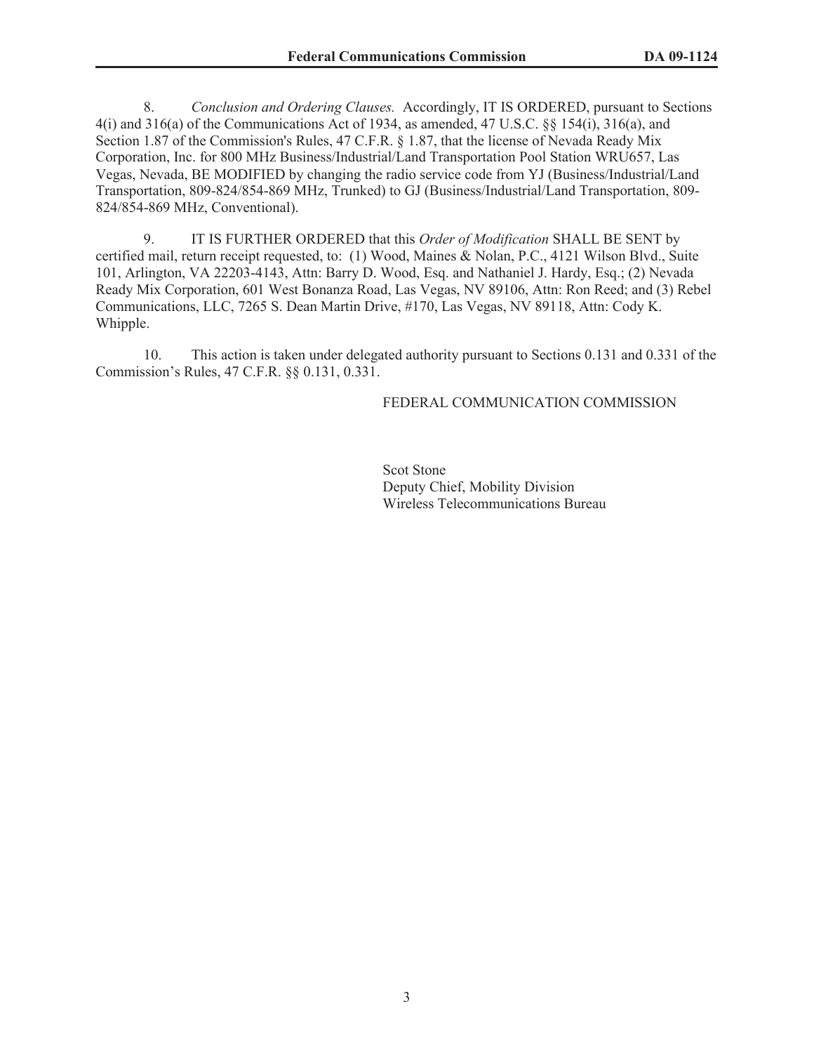8. *Conclusion and Ordering Clauses.* Accordingly, IT IS ORDERED, pursuant to Sections 4(i) and 316(a) of the Communications Act of 1934, as amended, 47 U.S.C. §§ 154(i), 316(a), and Section 1.87 of the Commission's Rules, 47 C.F.R. § 1.87, that the license of Nevada Ready Mix Corporation, Inc. for 800 MHz Business/Industrial/Land Transportation Pool Station WRU657, Las Vegas, Nevada, BE MODIFIED by changing the radio service code from YJ (Business/Industrial/Land Transportation, 809-824/854-869 MHz, Trunked) to GJ (Business/Industrial/Land Transportation, 809-824/854-869 MHz, Conventional).

9. IT IS FURTHER ORDERED that this *Order of Modification* SHALL BE SENT by certified mail, return receipt requested, to: (1) Wood, Maines & Nolan, P.C., 4121 Wilson Blvd., Suite 101, Arlington, VA 22203-4143, Attn: Barry D. Wood, Esq. and Nathaniel J. Hardy, Esq.; (2) Nevada Ready Mix Corporation, 601 West Bonanza Road, Las Vegas, NV 89106, Attn: Ron Reed; and (3) Rebel Communications, LLC, 7265 S. Dean Martin Drive, #170, Las Vegas, NV 89118, Attn: Cody K. Whipple.

10. This action is taken under delegated authority pursuant to Sections 0.131 and 0.331 of the Commission's Rules, 47 C.F.R. §§ 0.131, 0.331.

FEDERAL COMMUNICATION COMMISSION

Scot Stone
Deputy Chief, Mobility Division
Wireless Telecommunications Bureau